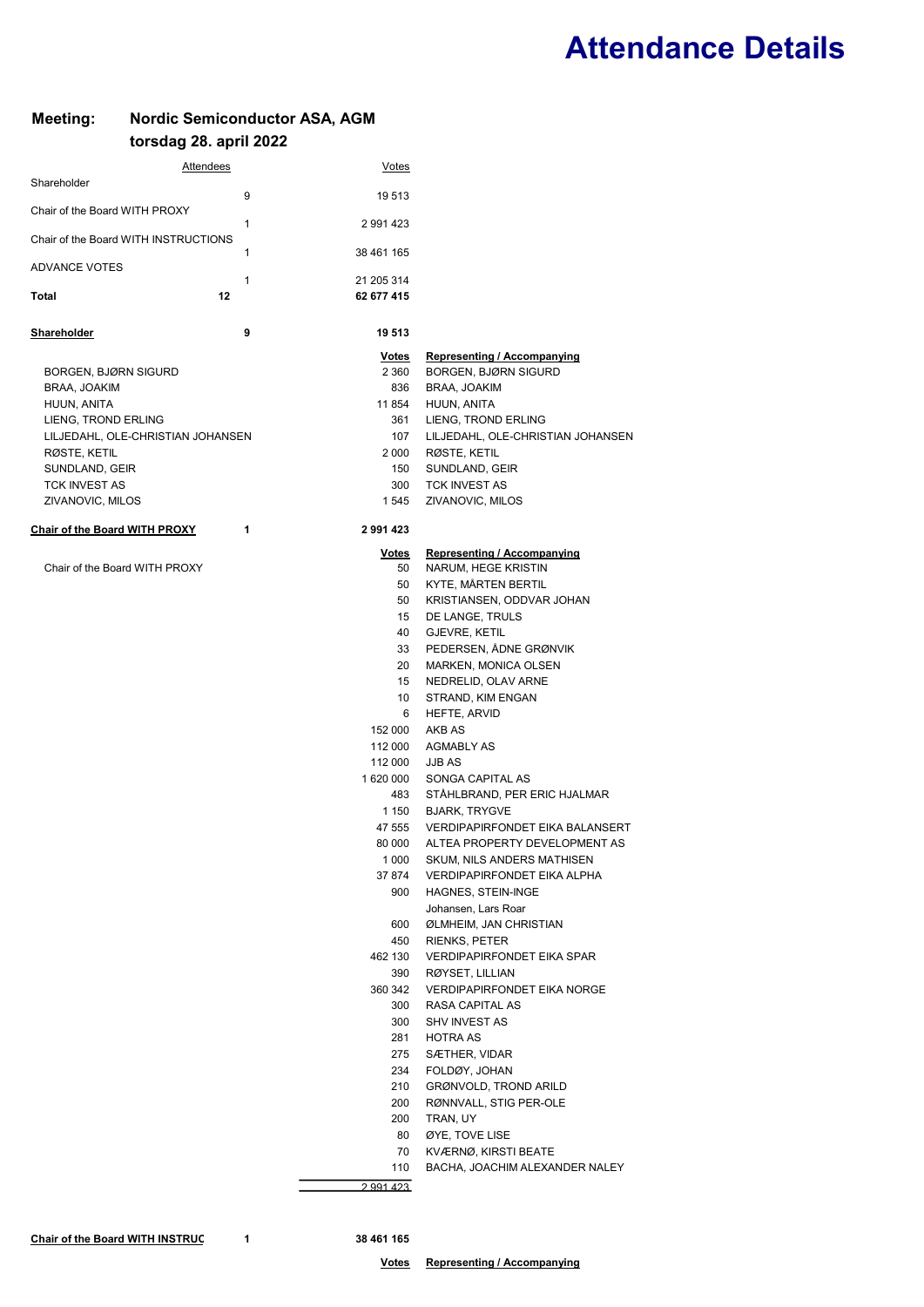# Attendance Details

**Meeting: Nordic Semiconductor ASA, AGM**
**torsdag 28. april 2022**

| | Attendees | Votes |
|---|---|---|
| Shareholder | 9 | 19 513 |
| Chair of the Board WITH PROXY | 1 | 2 991 423 |
| Chair of the Board WITH INSTRUCTIONS | 1 | 38 461 165 |
| ADVANCE VOTES | 1 | 21 205 314 |
| **Total** | **12** | **62 677 415** |

**Shareholder** **9** **19 513**

| | Votes | Representing / Accompanying |
|---|---|---|
| BORGEN, BJØRN SIGURD | 2 360 | BORGEN, BJØRN SIGURD |
| BRAA, JOAKIM | 836 | BRAA, JOAKIM |
| HUUN, ANITA | 11 854 | HUUN, ANITA |
| LIENG, TROND ERLING | 361 | LIENG, TROND ERLING |
| LILJEDAHL, OLE-CHRISTIAN JOHANSEN | 107 | LILJEDAHL, OLE-CHRISTIAN JOHANSEN |
| RØSTE, KETIL | 2 000 | RØSTE, KETIL |
| SUNDLAND, GEIR | 150 | SUNDLAND, GEIR |
| TCK INVEST AS | 300 | TCK INVEST AS |
| ZIVANOVIC, MILOS | 1 545 | ZIVANOVIC, MILOS |

**Chair of the Board WITH PROXY** **1** **2 991 423**

| | Votes | Representing / Accompanying |
|---|---|---|
| Chair of the Board WITH PROXY | 50 | NARUM, HEGE KRISTIN |
| | 50 | KYTE, MÅRTEN BERTIL |
| | 50 | KRISTIANSEN, ODDVAR JOHAN |
| | 15 | DE LANGE, TRULS |
| | 40 | GJEVRE, KETIL |
| | 33 | PEDERSEN, ÅDNE GRØNVIK |
| | 20 | MARKEN, MONICA OLSEN |
| | 15 | NEDRELID, OLAV ARNE |
| | 10 | STRAND, KIM ENGAN |
| | 6 | HEFTE, ARVID |
| | 152 000 | AKB AS |
| | 112 000 | AGMABLY AS |
| | 112 000 | JJB AS |
| | 1 620 000 | SONGA CAPITAL AS |
| | 483 | STÅHLBRAND, PER ERIC HJALMAR |
| | 1 150 | BJARK, TRYGVE |
| | 47 555 | VERDIPAPIRFONDET EIKA BALANSERT |
| | 80 000 | ALTEA PROPERTY DEVELOPMENT AS |
| | 1 000 | SKUM, NILS ANDERS MATHISEN |
| | 37 874 | VERDIPAPIRFONDET EIKA ALPHA |
| | 900 | HAGNES, STEIN-INGE |
| | | Johansen, Lars Roar |
| | 600 | ØLMHEIM, JAN CHRISTIAN |
| | 450 | RIENKS, PETER |
| | 462 130 | VERDIPAPIRFONDET EIKA SPAR |
| | 390 | RØYSET, LILLIAN |
| | 360 342 | VERDIPAPIRFONDET EIKA NORGE |
| | 300 | RASA CAPITAL AS |
| | 300 | SHV INVEST AS |
| | 281 | HOTRA AS |
| | 275 | SÆTHER, VIDAR |
| | 234 | FOLDØY, JOHAN |
| | 210 | GRØNVOLD, TROND ARILD |
| | 200 | RØNNVALL, STIG PER-OLE |
| | 200 | TRAN, UY |
| | 80 | ØYE, TOVE LISE |
| | 70 | KVÆRNØ, KIRSTI BEATE |
| | 110 | BACHA, JOACHIM ALEXANDER NALEY |
| | 2 991 423 | |

**Chair of the Board WITH INSTRUC** **1** **38 461 165**

| | Votes | Representing / Accompanying |
|---|---|---|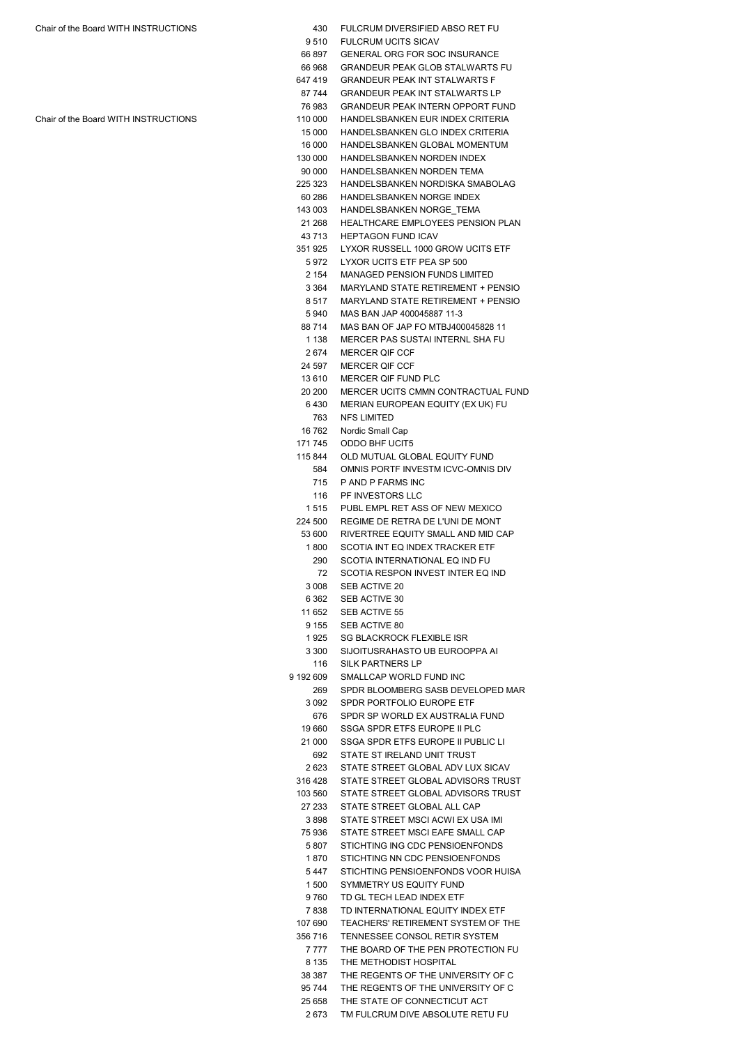| | | |
|---|---|---|
| Chair of the Board WITH INSTRUCTIONS | 430 | FULCRUM DIVERSIFIED ABSO RET FU |
| | 9 510 | FULCRUM UCITS SICAV |
| | 66 897 | GENERAL ORG FOR SOC INSURANCE |
| | 66 968 | GRANDEUR PEAK GLOB STALWARTS FU |
| | 647 419 | GRANDEUR PEAK INT STALWARTS F |
| | 87 744 | GRANDEUR PEAK INT STALWARTS LP |
| | 76 983 | GRANDEUR PEAK INTERN OPPORT FUND |
| Chair of the Board WITH INSTRUCTIONS | 110 000 | HANDELSBANKEN EUR INDEX CRITERIA |
| | 15 000 | HANDELSBANKEN GLO INDEX CRITERIA |
| | 16 000 | HANDELSBANKEN GLOBAL MOMENTUM |
| | 130 000 | HANDELSBANKEN NORDEN INDEX |
| | 90 000 | HANDELSBANKEN NORDEN TEMA |
| | 225 323 | HANDELSBANKEN NORDISKA SMABOLAG |
| | 60 286 | HANDELSBANKEN NORGE INDEX |
| | 143 003 | HANDELSBANKEN NORGE_TEMA |
| | 21 268 | HEALTHCARE EMPLOYEES PENSION PLAN |
| | 43 713 | HEPTAGON FUND ICAV |
| | 351 925 | LYXOR RUSSELL 1000 GROW UCITS ETF |
| | 5 972 | LYXOR UCITS ETF PEA SP 500 |
| | 2 154 | MANAGED PENSION FUNDS LIMITED |
| | 3 364 | MARYLAND STATE RETIREMENT + PENSIO |
| | 8 517 | MARYLAND STATE RETIREMENT + PENSIO |
| | 5 940 | MAS BAN JAP 400045887 11-3 |
| | 88 714 | MAS BAN OF JAP FO MTBJ400045828 11 |
| | 1 138 | MERCER PAS SUSTAI INTERNL SHA FU |
| | 2 674 | MERCER QIF CCF |
| | 24 597 | MERCER QIF CCF |
| | 13 610 | MERCER QIF FUND PLC |
| | 20 200 | MERCER UCITS CMMN CONTRACTUAL FUND |
| | 6 430 | MERIAN EUROPEAN EQUITY (EX UK) FU |
| | 763 | NFS LIMITED |
| | 16 762 | Nordic Small Cap |
| | 171 745 | ODDO BHF UCIT5 |
| | 115 844 | OLD MUTUAL GLOBAL EQUITY FUND |
| | 584 | OMNIS PORTF INVESTM ICVC-OMNIS DIV |
| | 715 | P AND P FARMS INC |
| | 116 | PF INVESTORS LLC |
| | 1 515 | PUBL EMPL RET ASS OF NEW MEXICO |
| | 224 500 | REGIME DE RETRA DE L'UNI DE MONT |
| | 53 600 | RIVERTREE EQUITY SMALL AND MID CAP |
| | 1 800 | SCOTIA INT EQ INDEX TRACKER ETF |
| | 290 | SCOTIA INTERNATIONAL EQ IND FU |
| | 72 | SCOTIA RESPON INVEST INTER EQ IND |
| | 3 008 | SEB ACTIVE 20 |
| | 6 362 | SEB ACTIVE 30 |
| | 11 652 | SEB ACTIVE 55 |
| | 9 155 | SEB ACTIVE 80 |
| | 1 925 | SG BLACKROCK FLEXIBLE ISR |
| | 3 300 | SIJOITUSRAHASTO UB EUROOPPA AI |
| | 116 | SILK PARTNERS LP |
| | 9 192 609 | SMALLCAP WORLD FUND INC |
| | 269 | SPDR BLOOMBERG SASB DEVELOPED MAR |
| | 3 092 | SPDR PORTFOLIO EUROPE ETF |
| | 676 | SPDR SP WORLD EX AUSTRALIA FUND |
| | 19 660 | SSGA SPDR ETFS EUROPE II PLC |
| | 21 000 | SSGA SPDR ETFS EUROPE II PUBLIC LI |
| | 692 | STATE ST IRELAND UNIT TRUST |
| | 2 623 | STATE STREET GLOBAL ADV LUX SICAV |
| | 316 428 | STATE STREET GLOBAL ADVISORS TRUST |
| | 103 560 | STATE STREET GLOBAL ADVISORS TRUST |
| | 27 233 | STATE STREET GLOBAL ALL CAP |
| | 3 898 | STATE STREET MSCI ACWI EX USA IMI |
| | 75 936 | STATE STREET MSCI EAFE SMALL CAP |
| | 5 807 | STICHTING ING CDC PENSIOENFONDS |
| | 1 870 | STICHTING NN CDC PENSIOENFONDS |
| | 5 447 | STICHTING PENSIOENFONDS VOOR HUISA |
| | 1 500 | SYMMETRY US EQUITY FUND |
| | 9 760 | TD GL TECH LEAD INDEX ETF |
| | 7 838 | TD INTERNATIONAL EQUITY INDEX ETF |
| | 107 690 | TEACHERS' RETIREMENT SYSTEM OF THE |
| | 356 716 | TENNESSEE CONSOL RETIR SYSTEM |
| | 7 777 | THE BOARD OF THE PEN PROTECTION FU |
| | 8 135 | THE METHODIST HOSPITAL |
| | 38 387 | THE REGENTS OF THE UNIVERSITY OF C |
| | 95 744 | THE REGENTS OF THE UNIVERSITY OF C |
| | 25 658 | THE STATE OF CONNECTICUT ACT |
| | 2 673 | TM FULCRUM DIVE ABSOLUTE RETU FU |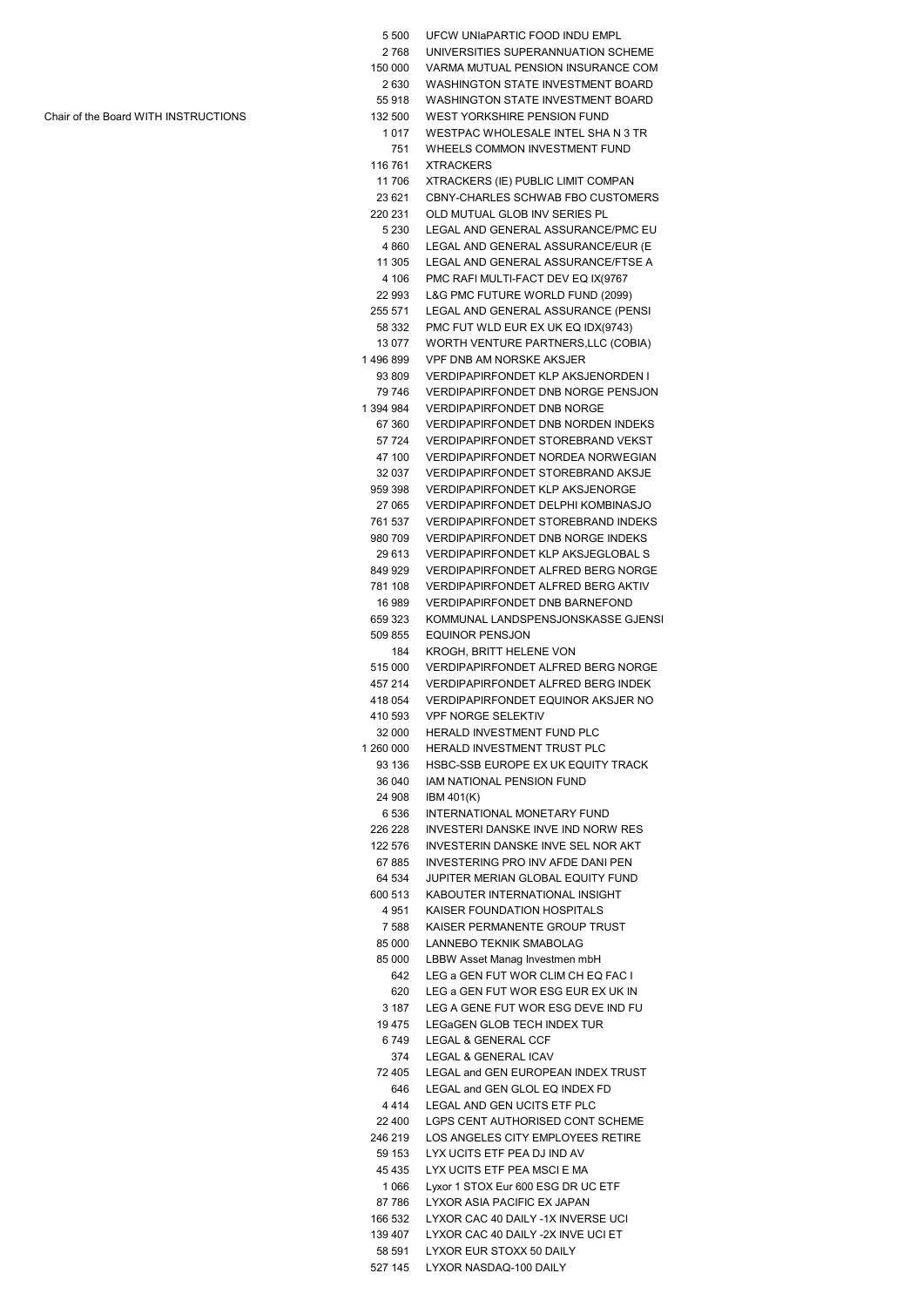| | | |
|---|---|---|
| | 5 500 | UFCW UNIaPARTIC FOOD INDU EMPL |
| | 2 768 | UNIVERSITIES SUPERANNUATION SCHEME |
| | 150 000 | VARMA MUTUAL PENSION INSURANCE COM |
| | 2 630 | WASHINGTON STATE INVESTMENT BOARD |
| | 55 918 | WASHINGTON STATE INVESTMENT BOARD |
| Chair of the Board WITH INSTRUCTIONS | 132 500 | WEST YORKSHIRE PENSION FUND |
| | 1 017 | WESTPAC WHOLESALE INTEL SHA N 3 TR |
| | 751 | WHEELS COMMON INVESTMENT FUND |
| | 116 761 | XTRACKERS |
| | 11 706 | XTRACKERS (IE) PUBLIC LIMIT COMPAN |
| | 23 621 | CBNY-CHARLES SCHWAB FBO CUSTOMERS |
| | 220 231 | OLD MUTUAL GLOB INV SERIES PL |
| | 5 230 | LEGAL AND GENERAL ASSURANCE/PMC EU |
| | 4 860 | LEGAL AND GENERAL ASSURANCE/EUR (E |
| | 11 305 | LEGAL AND GENERAL ASSURANCE/FTSE A |
| | 4 106 | PMC RAFI MULTI-FACT DEV EQ IX(9767 |
| | 22 993 | L&G PMC FUTURE WORLD FUND (2099) |
| | 255 571 | LEGAL AND GENERAL ASSURANCE (PENSI |
| | 58 332 | PMC FUT WLD EUR EX UK EQ IDX(9743) |
| | 13 077 | WORTH VENTURE PARTNERS,LLC (COBIA) |
| | 1 496 899 | VPF DNB AM NORSKE AKSJER |
| | 93 809 | VERDIPAPIRFONDET KLP AKSJENORDEN I |
| | 79 746 | VERDIPAPIRFONDET DNB NORGE PENSJON |
| | 1 394 984 | VERDIPAPIRFONDET DNB NORGE |
| | 67 360 | VERDIPAPIRFONDET DNB NORDEN INDEKS |
| | 57 724 | VERDIPAPIRFONDET STOREBRAND VEKST |
| | 47 100 | VERDIPAPIRFONDET NORDEA NORWEGIAN |
| | 32 037 | VERDIPAPIRFONDET STOREBRAND AKSJE |
| | 959 398 | VERDIPAPIRFONDET KLP AKSJENORGE |
| | 27 065 | VERDIPAPIRFONDET DELPHI KOMBINASJO |
| | 761 537 | VERDIPAPIRFONDET STOREBRAND INDEKS |
| | 980 709 | VERDIPAPIRFONDET DNB NORGE INDEKS |
| | 29 613 | VERDIPAPIRFONDET KLP AKSJEGLOBAL S |
| | 849 929 | VERDIPAPIRFONDET ALFRED BERG NORGE |
| | 781 108 | VERDIPAPIRFONDET ALFRED BERG AKTIV |
| | 16 989 | VERDIPAPIRFONDET DNB BARNEFOND |
| | 659 323 | KOMMUNAL LANDSPENSJONSKASSE GJENSI |
| | 509 855 | EQUINOR PENSJON |
| | 184 | KROGH, BRITT HELENE VON |
| | 515 000 | VERDIPAPIRFONDET ALFRED BERG NORGE |
| | 457 214 | VERDIPAPIRFONDET ALFRED BERG INDEK |
| | 418 054 | VERDIPAPIRFONDET EQUINOR AKSJER NO |
| | 410 593 | VPF NORGE SELEKTIV |
| | 32 000 | HERALD INVESTMENT FUND PLC |
| | 1 260 000 | HERALD INVESTMENT TRUST PLC |
| | 93 136 | HSBC-SSB EUROPE EX UK EQUITY TRACK |
| | 36 040 | IAM NATIONAL PENSION FUND |
| | 24 908 | IBM 401(K) |
| | 6 536 | INTERNATIONAL MONETARY FUND |
| | 226 228 | INVESTERI DANSKE INVE IND NORW RES |
| | 122 576 | INVESTERIN DANSKE INVE SEL NOR AKT |
| | 67 885 | INVESTERING PRO INV AFDE DANI PEN |
| | 64 534 | JUPITER MERIAN GLOBAL EQUITY FUND |
| | 600 513 | KABOUTER INTERNATIONAL INSIGHT |
| | 4 951 | KAISER FOUNDATION HOSPITALS |
| | 7 588 | KAISER PERMANENTE GROUP TRUST |
| | 85 000 | LANNEBO TEKNIK SMABOLAG |
| | 85 000 | LBBW Asset Manag Investmen mbH |
| | 642 | LEG a GEN FUT WOR CLIM CH EQ FAC I |
| | 620 | LEG a GEN FUT WOR ESG EUR EX UK IN |
| | 3 187 | LEG A GENE FUT WOR ESG DEVE IND FU |
| | 19 475 | LEGaGEN GLOB TECH INDEX TUR |
| | 6 749 | LEGAL & GENERAL CCF |
| | 374 | LEGAL & GENERAL ICAV |
| | 72 405 | LEGAL and GEN EUROPEAN INDEX TRUST |
| | 646 | LEGAL and GEN GLOL EQ INDEX FD |
| | 4 414 | LEGAL AND GEN UCITS ETF PLC |
| | 22 400 | LGPS CENT AUTHORISED CONT SCHEME |
| | 246 219 | LOS ANGELES CITY EMPLOYEES RETIRE |
| | 59 153 | LYX UCITS ETF PEA DJ IND AV |
| | 45 435 | LYX UCITS ETF PEA MSCI E MA |
| | 1 066 | Lyxor 1 STOX Eur 600 ESG DR UC ETF |
| | 87 786 | LYXOR ASIA PACIFIC EX JAPAN |
| | 166 532 | LYXOR CAC 40 DAILY -1X INVERSE UCI |
| | 139 407 | LYXOR CAC 40 DAILY -2X INVE UCI ET |
| | 58 591 | LYXOR EUR STOXX 50 DAILY |
| | 527 145 | LYXOR NASDAQ-100 DAILY |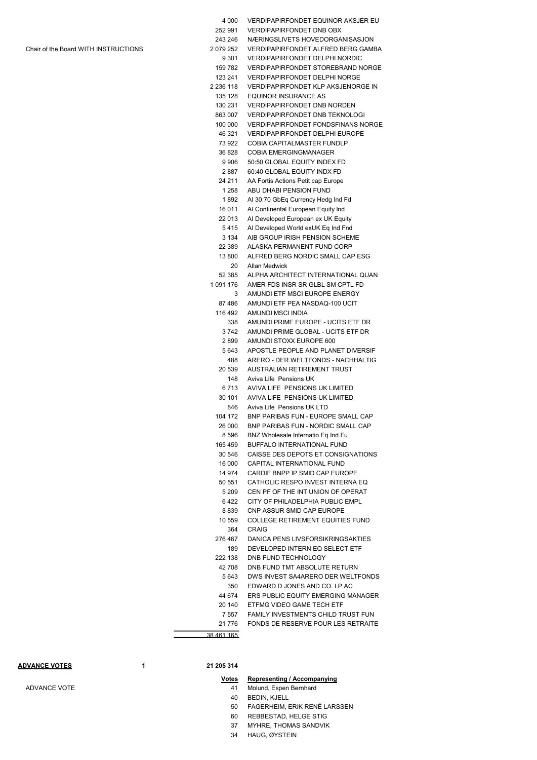| | | Votes | Name |
|---|---|---|---|
| | | 4 000 | VERDIPAPIRFONDET EQUINOR AKSJER EU |
| | | 252 991 | VERDIPAPIRFONDET DNB OBX |
| | | 243 246 | NÆRINGSLIVETS HOVEDORGANISASJON |
| Chair of the Board WITH INSTRUCTIONS | | 2 079 252 | VERDIPAPIRFONDET ALFRED BERG GAMBA |
| | | 9 301 | VERDIPAPIRFONDET DELPHI NORDIC |
| | | 159 782 | VERDIPAPIRFONDET STOREBRAND NORGE |
| | | 123 241 | VERDIPAPIRFONDET DELPHI NORGE |
| | | 2 236 118 | VERDIPAPIRFONDET KLP AKSJENORGE IN |
| | | 135 128 | EQUINOR INSURANCE AS |
| | | 130 231 | VERDIPAPIRFONDET DNB NORDEN |
| | | 863 007 | VERDIPAPIRFONDET DNB TEKNOLOGI |
| | | 100 000 | VERDIPAPIRFONDET FONDSFINANS NORGE |
| | | 46 321 | VERDIPAPIRFONDET DELPHI EUROPE |
| | | 73 922 | COBIA CAPITALMASTER FUNDLP |
| | | 36 828 | COBIA EMERGINGMANAGER |
| | | 9 906 | 50:50 GLOBAL EQUITY INDEX FD |
| | | 2 887 | 60:40 GLOBAL EQUITY INDX FD |
| | | 24 211 | AA Fortis Actions Petit cap Europe |
| | | 1 258 | ABU DHABI PENSION FUND |
| | | 1 892 | AI 30:70 GbEq Currency Hedg Ind Fd |
| | | 16 011 | AI Continental European Equity Ind |
| | | 22 013 | AI Developed European ex UK Equity |
| | | 5 415 | AI Developed World exUK Eq Ind Fnd |
| | | 3 134 | AIB GROUP IRISH PENSION SCHEME |
| | | 22 389 | ALASKA PERMANENT FUND CORP |
| | | 13 800 | ALFRED BERG NORDIC SMALL CAP ESG |
| | | 20 | Allan Medwick |
| | | 52 385 | ALPHA ARCHITECT INTERNATIONAL QUAN |
| | | 1 091 176 | AMER FDS INSR SR GLBL SM CPTL FD |
| | | 3 | AMUNDI ETF MSCI EUROPE ENERGY |
| | | 87 486 | AMUNDI ETF PEA NASDAQ-100 UCIT |
| | | 116 492 | AMUNDI MSCI INDIA |
| | | 338 | AMUNDI PRIME EUROPE - UCITS ETF DR |
| | | 3 742 | AMUNDI PRIME GLOBAL - UCITS ETF DR |
| | | 2 899 | AMUNDI STOXX EUROPE 600 |
| | | 5 643 | APOSTLE PEOPLE AND PLANET DIVERSIF |
| | | 488 | ARERO - DER WELTFONDS - NACHHALTIG |
| | | 20 539 | AUSTRALIAN RETIREMENT TRUST |
| | | 148 | Aviva Life Pensions UK |
| | | 6 713 | AVIVA LIFE PENSIONS UK LIMITED |
| | | 30 101 | AVIVA LIFE PENSIONS UK LIMITED |
| | | 846 | Aviva Life Pensions UK LTD |
| | | 104 172 | BNP PARIBAS FUN - EUROPE SMALL CAP |
| | | 26 000 | BNP PARIBAS FUN - NORDIC SMALL CAP |
| | | 8 596 | BNZ Wholesale Internatio Eq Ind Fu |
| | | 165 459 | BUFFALO INTERNATIONAL FUND |
| | | 30 546 | CAISSE DES DEPOTS ET CONSIGNATIONS |
| | | 16 000 | CAPITAL INTERNATIONAL FUND |
| | | 14 974 | CARDIF BNPP IP SMID CAP EUROPE |
| | | 50 551 | CATHOLIC RESPO INVEST INTERNA EQ |
| | | 5 209 | CEN PF OF THE INT UNION OF OPERAT |
| | | 6 422 | CITY OF PHILADELPHIA PUBLIC EMPL |
| | | 8 839 | CNP ASSUR SMID CAP EUROPE |
| | | 10 559 | COLLEGE RETIREMENT EQUITIES FUND |
| | | 364 | CRAIG |
| | | 276 467 | DANICA PENS LIVSFORSIKRINGSAKTIES |
| | | 189 | DEVELOPED INTERN EQ SELECT ETF |
| | | 222 138 | DNB FUND TECHNOLOGY |
| | | 42 708 | DNB FUND TMT ABSOLUTE RETURN |
| | | 5 643 | DWS INVEST SA4ARERO DER WELTFONDS |
| | | 350 | EDWARD D JONES AND CO. LP AC |
| | | 44 674 | ERS PUBLIC EQUITY EMERGING MANAGER |
| | | 20 140 | ETFMG VIDEO GAME TECH ETF |
| | | 7 557 | FAMILY INVESTMENTS CHILD TRUST FUN |
| | | 21 776 | FONDS DE RESERVE POUR LES RETRAITE |
| | | 38 461 165 | |

| **ADVANCE VOTES** | 1 | **21 205 314** | |
|---|---|---|---|
| | | **Votes** | **Representing / Accompanying** |
| ADVANCE VOTE | | 41 | Molund, Espen Bernhard |
| | | 40 | BEDIN, KJELL |
| | | 50 | FAGERHEIM, ERIK RENÉ LARSSEN |
| | | 60 | REBBESTAD, HELGE STIG |
| | | 37 | MYHRE, THOMAS SANDVIK |
| | | 34 | HAUG, ØYSTEIN |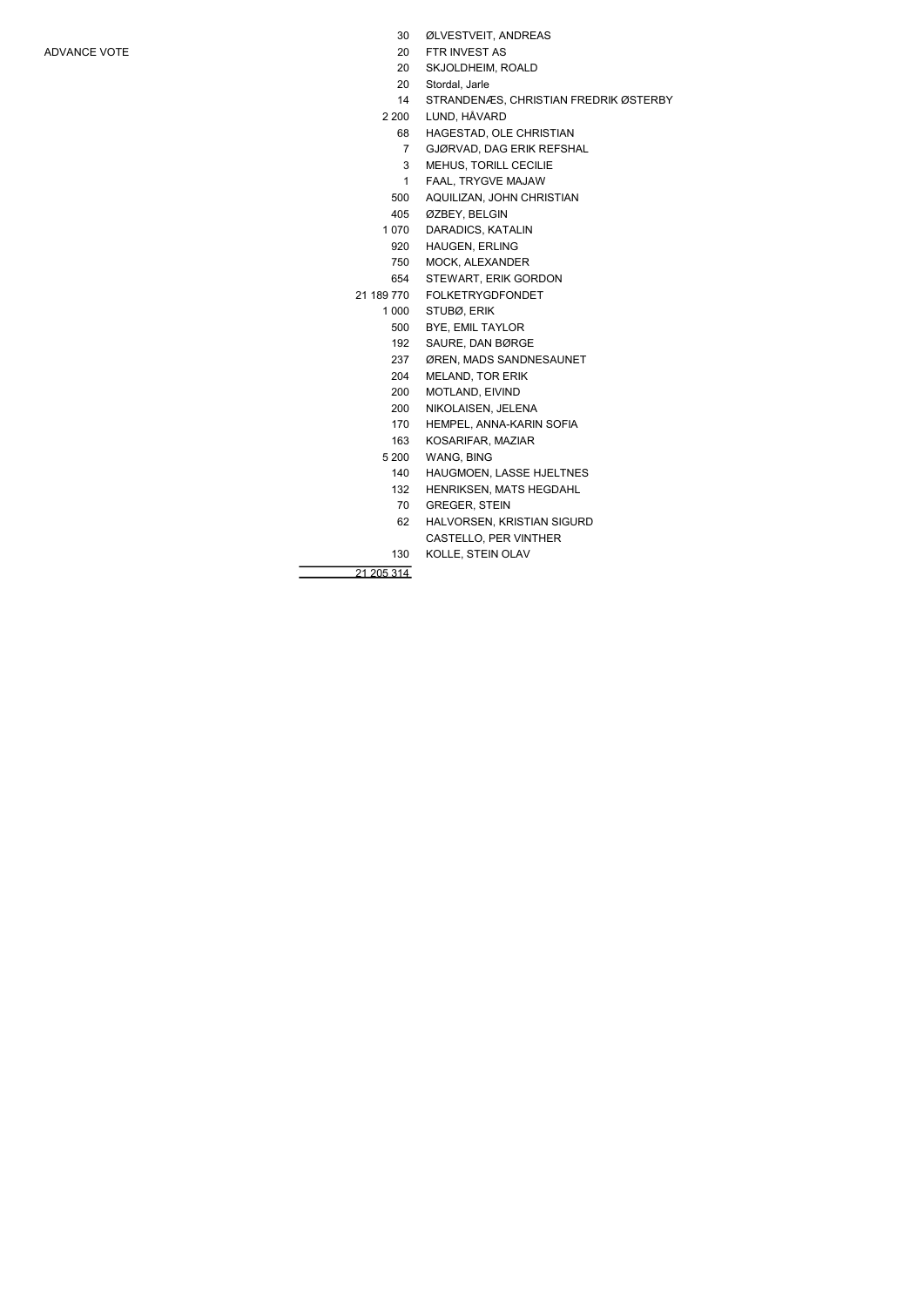| | | |
|---|---|---|
| | 30 | ØLVESTVEIT, ANDREAS |
| ADVANCE VOTE | 20 | FTR INVEST AS |
| | 20 | SKJOLDHEIM, ROALD |
| | 20 | Stordal, Jarle |
| | 14 | STRANDENÆS, CHRISTIAN FREDRIK ØSTERBY |
| | 2 200 | LUND, HÅVARD |
| | 68 | HAGESTAD, OLE CHRISTIAN |
| | 7 | GJØRVAD, DAG ERIK REFSHAL |
| | 3 | MEHUS, TORILL CECILIE |
| | 1 | FAAL, TRYGVE MAJAW |
| | 500 | AQUILIZAN, JOHN CHRISTIAN |
| | 405 | ØZBEY, BELGIN |
| | 1 070 | DARADICS, KATALIN |
| | 920 | HAUGEN, ERLING |
| | 750 | MOCK, ALEXANDER |
| | 654 | STEWART, ERIK GORDON |
| | 21 189 770 | FOLKETRYGDFONDET |
| | 1 000 | STUBØ, ERIK |
| | 500 | BYE, EMIL TAYLOR |
| | 192 | SAURE, DAN BØRGE |
| | 237 | ØREN, MADS SANDNESAUNET |
| | 204 | MELAND, TOR ERIK |
| | 200 | MOTLAND, EIVIND |
| | 200 | NIKOLAISEN, JELENA |
| | 170 | HEMPEL, ANNA-KARIN SOFIA |
| | 163 | KOSARIFAR, MAZIAR |
| | 5 200 | WANG, BING |
| | 140 | HAUGMOEN, LASSE HJELTNES |
| | 132 | HENRIKSEN, MATS HEGDAHL |
| | 70 | GREGER, STEIN |
| | 62 | HALVORSEN, KRISTIAN SIGURD |
| | | CASTELLO, PER VINTHER |
| | 130 | KOLLE, STEIN OLAV |
| | 21 205 314 | |